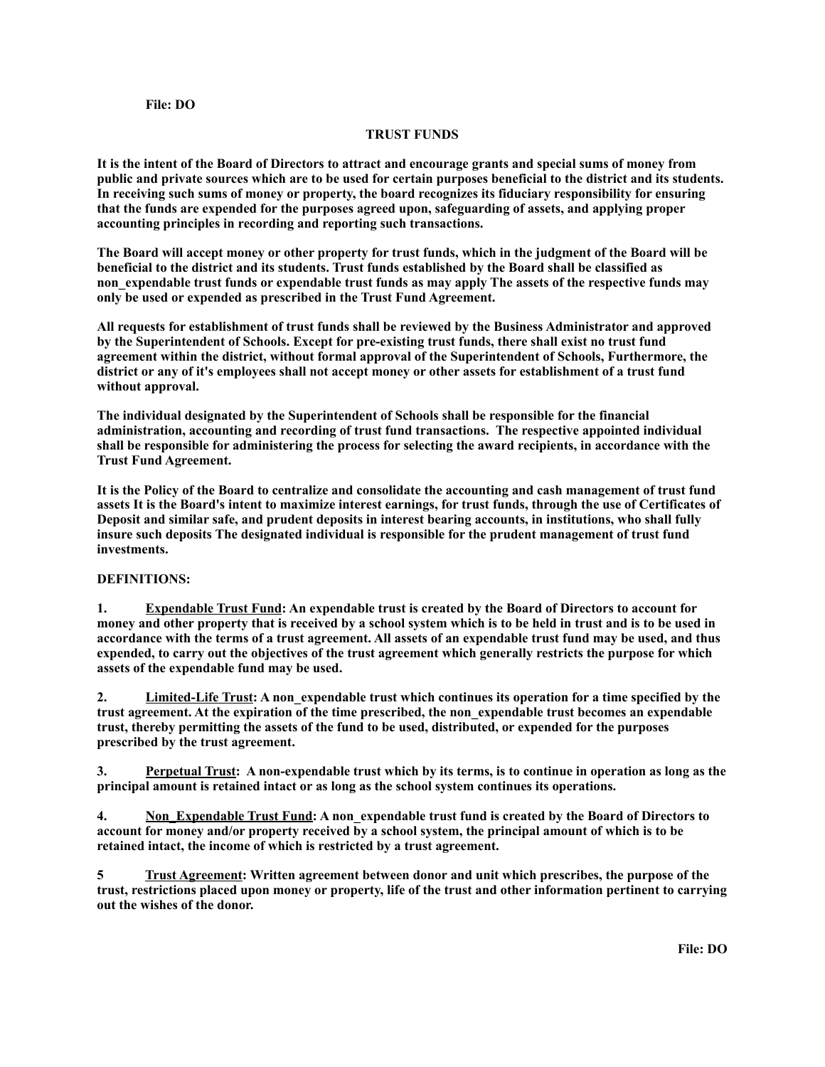File: DO

## TRUST FUNDS

**It is the intent of the Board of Directors to attract and encourage grants and special sums of money from public and private sources which are to be used for certain purposes beneficial to the district and its students. In receiving such sums of money or property, the board recognizes its fiduciary responsibility for ensuring that the funds are expended for the purposes agreed upon, safeguarding of assets, and applying proper accounting principles in recording and reporting such transactions.**

**The Board will accept money or other property for trust funds, which in the judgment of the Board will be beneficial to the district and its students. Trust funds established by the Board shall be classified as non_expendable trust funds or expendable trust funds as may apply The assets of the respective funds may only be used or expended as prescribed in the Trust Fund Agreement.**

**All requests for establishment of trust funds shall be reviewed by the Business Administrator and approved by the Superintendent of Schools. Except for pre-existing trust funds, there shall exist no trust fund agreement within the district, without formal approval of the Superintendent of Schools, Furthermore, the district or any of it's employees shall not accept money or other assets for establishment of a trust fund without approval.**

**The individual designated by the Superintendent of Schools shall be responsible for the financial administration, accounting and recording of trust fund transactions. The respective appointed individual shall be responsible for administering the process for selecting the award recipients, in accordance with the Trust Fund Agreement.**

**It is the Policy of the Board to centralize and consolidate the accounting and cash management of trust fund assets It is the Board's intent to maximize interest earnings, for trust funds, through the use of Certificates of Deposit and similar safe, and prudent deposits in interest bearing accounts, in institutions, who shall fully insure such deposits The designated individual is responsible for the prudent management of trust fund investments.**

**DEFINITIONS:**

**1. Expendable Trust Fund: An expendable trust is created by the Board of Directors to account for money and other property that is received by a school system which is to be held in trust and is to be used in accordance with the terms of a trust agreement. All assets of an expendable trust fund may be used, and thus expended, to carry out the objectives of the trust agreement which generally restricts the purpose for which assets of the expendable fund may be used.**

**2. Limited-Life Trust: A non_expendable trust which continues its operation for a time specified by the trust agreement. At the expiration of the time prescribed, the non_expendable trust becomes an expendable trust, thereby permitting the assets of the fund to be used, distributed, or expended for the purposes prescribed by the trust agreement.**

**3. Perpetual Trust: A non-expendable trust which by its terms, is to continue in operation as long as the principal amount is retained intact or as long as the school system continues its operations.**

**4. Non_Expendable Trust Fund: A non_expendable trust fund is created by the Board of Directors to account for money and/or property received by a school system, the principal amount of which is to be retained intact, the income of which is restricted by a trust agreement.**

**5 Trust Agreement: Written agreement between donor and unit which prescribes, the purpose of the trust, restrictions placed upon money or property, life of the trust and other information pertinent to carrying out the wishes of the donor.**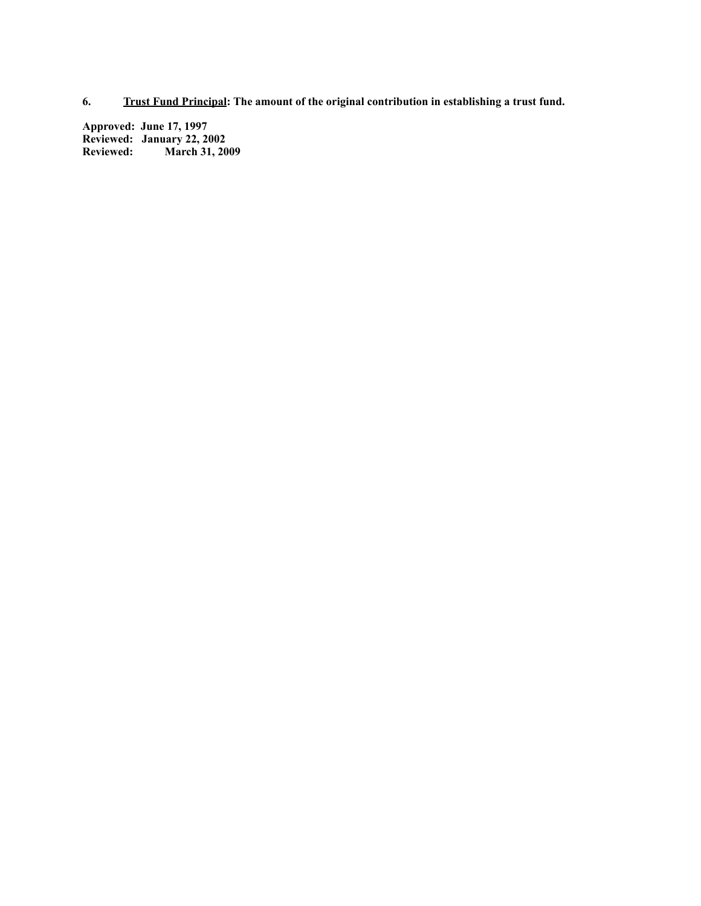**6. <u>Trust Fund Principal</u>: The amount of the original contribution in establishing a trust fund.**

**Approved: June 17, 1997**
**Reviewed: January 22, 2002**
**Reviewed: March 31, 2009**